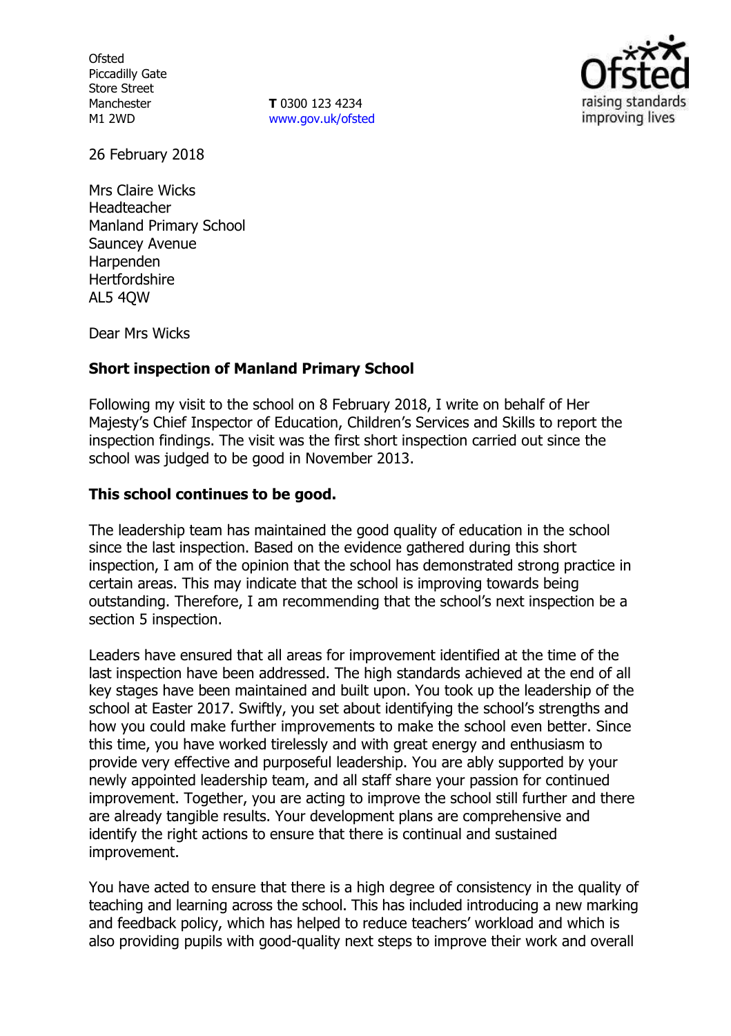Ofsted
Piccadilly Gate
Store Street
Manchester
M1 2WD

**T** 0300 123 4234
www.gov.uk/ofsted

26 February 2018

Mrs Claire Wicks
Headteacher
Manland Primary School
Sauncey Avenue
Harpenden
Hertfordshire
AL5 4QW

Dear Mrs Wicks

**Short inspection of Manland Primary School**

Following my visit to the school on 8 February 2018, I write on behalf of Her Majesty's Chief Inspector of Education, Children's Services and Skills to report the inspection findings. The visit was the first short inspection carried out since the school was judged to be good in November 2013.

**This school continues to be good.**

The leadership team has maintained the good quality of education in the school since the last inspection. Based on the evidence gathered during this short inspection, I am of the opinion that the school has demonstrated strong practice in certain areas. This may indicate that the school is improving towards being outstanding. Therefore, I am recommending that the school's next inspection be a section 5 inspection.

Leaders have ensured that all areas for improvement identified at the time of the last inspection have been addressed. The high standards achieved at the end of all key stages have been maintained and built upon. You took up the leadership of the school at Easter 2017. Swiftly, you set about identifying the school's strengths and how you could make further improvements to make the school even better. Since this time, you have worked tirelessly and with great energy and enthusiasm to provide very effective and purposeful leadership. You are ably supported by your newly appointed leadership team, and all staff share your passion for continued improvement. Together, you are acting to improve the school still further and there are already tangible results. Your development plans are comprehensive and identify the right actions to ensure that there is continual and sustained improvement.

You have acted to ensure that there is a high degree of consistency in the quality of teaching and learning across the school. This has included introducing a new marking and feedback policy, which has helped to reduce teachers' workload and which is also providing pupils with good-quality next steps to improve their work and overall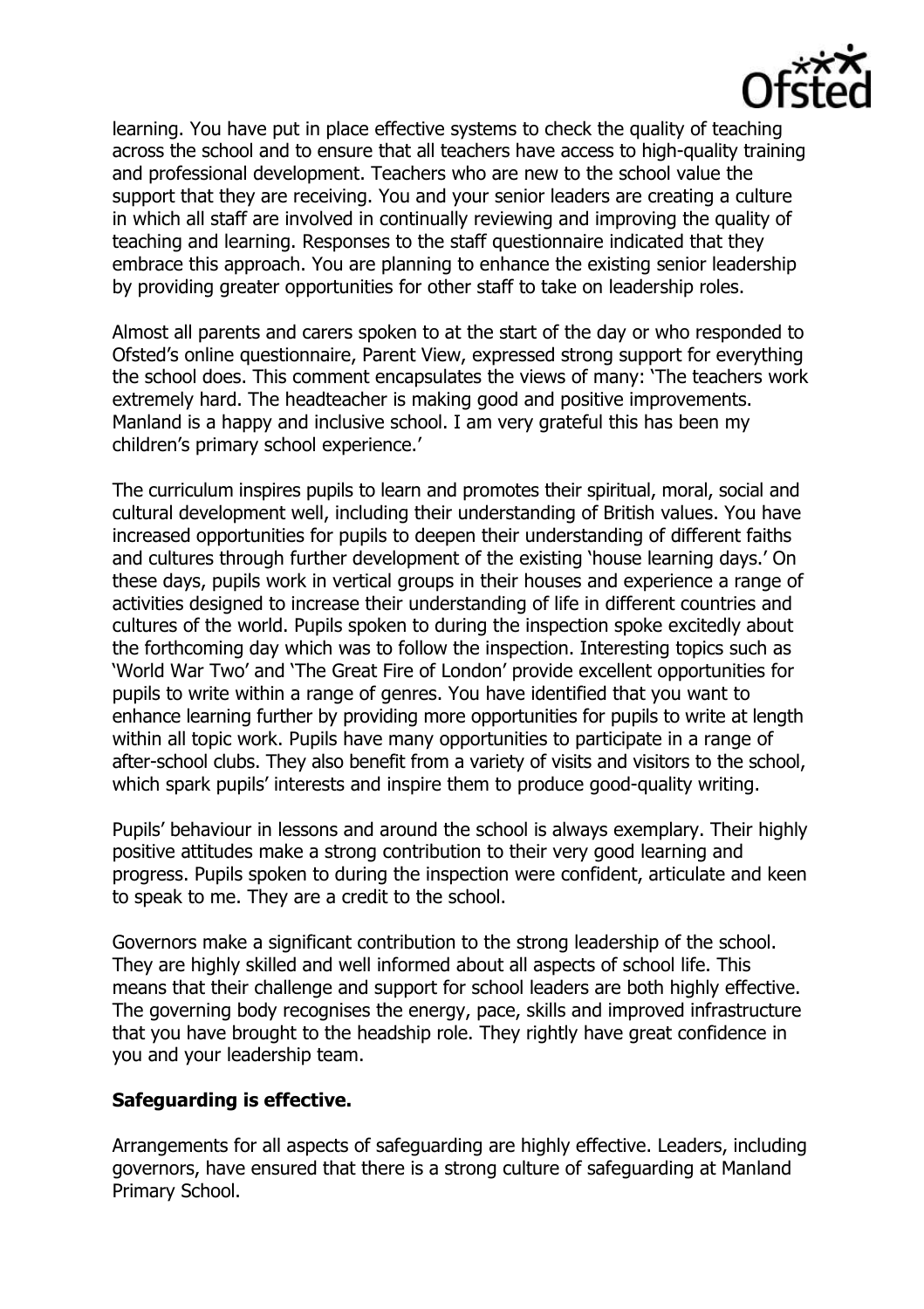learning. You have put in place effective systems to check the quality of teaching across the school and to ensure that all teachers have access to high-quality training and professional development. Teachers who are new to the school value the support that they are receiving. You and your senior leaders are creating a culture in which all staff are involved in continually reviewing and improving the quality of teaching and learning. Responses to the staff questionnaire indicated that they embrace this approach. You are planning to enhance the existing senior leadership by providing greater opportunities for other staff to take on leadership roles.

Almost all parents and carers spoken to at the start of the day or who responded to Ofsted's online questionnaire, Parent View, expressed strong support for everything the school does. This comment encapsulates the views of many: 'The teachers work extremely hard. The headteacher is making good and positive improvements. Manland is a happy and inclusive school. I am very grateful this has been my children's primary school experience.'

The curriculum inspires pupils to learn and promotes their spiritual, moral, social and cultural development well, including their understanding of British values. You have increased opportunities for pupils to deepen their understanding of different faiths and cultures through further development of the existing 'house learning days.' On these days, pupils work in vertical groups in their houses and experience a range of activities designed to increase their understanding of life in different countries and cultures of the world. Pupils spoken to during the inspection spoke excitedly about the forthcoming day which was to follow the inspection. Interesting topics such as 'World War Two' and 'The Great Fire of London' provide excellent opportunities for pupils to write within a range of genres. You have identified that you want to enhance learning further by providing more opportunities for pupils to write at length within all topic work. Pupils have many opportunities to participate in a range of after-school clubs. They also benefit from a variety of visits and visitors to the school, which spark pupils' interests and inspire them to produce good-quality writing.

Pupils' behaviour in lessons and around the school is always exemplary. Their highly positive attitudes make a strong contribution to their very good learning and progress. Pupils spoken to during the inspection were confident, articulate and keen to speak to me. They are a credit to the school.

Governors make a significant contribution to the strong leadership of the school. They are highly skilled and well informed about all aspects of school life. This means that their challenge and support for school leaders are both highly effective. The governing body recognises the energy, pace, skills and improved infrastructure that you have brought to the headship role. They rightly have great confidence in you and your leadership team.

**Safeguarding is effective.**

Arrangements for all aspects of safeguarding are highly effective. Leaders, including governors, have ensured that there is a strong culture of safeguarding at Manland Primary School.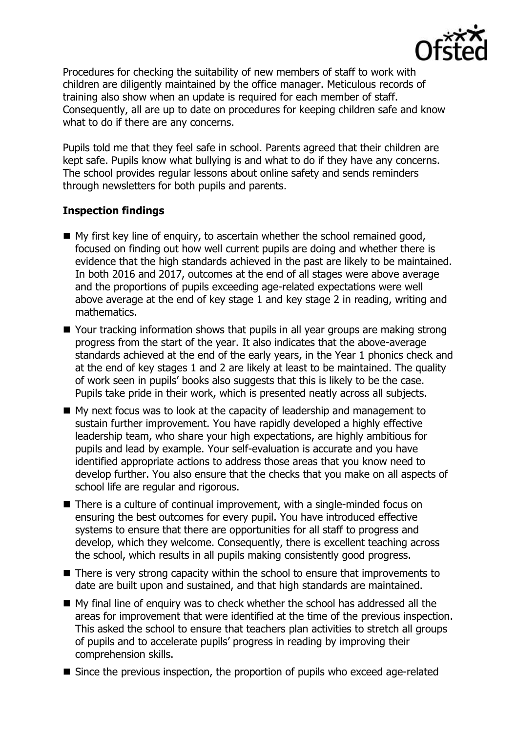Procedures for checking the suitability of new members of staff to work with children are diligently maintained by the office manager. Meticulous records of training also show when an update is required for each member of staff. Consequently, all are up to date on procedures for keeping children safe and know what to do if there are any concerns.

Pupils told me that they feel safe in school. Parents agreed that their children are kept safe. Pupils know what bullying is and what to do if they have any concerns. The school provides regular lessons about online safety and sends reminders through newsletters for both pupils and parents.

**Inspection findings**

- My first key line of enquiry, to ascertain whether the school remained good, focused on finding out how well current pupils are doing and whether there is evidence that the high standards achieved in the past are likely to be maintained. In both 2016 and 2017, outcomes at the end of all stages were above average and the proportions of pupils exceeding age-related expectations were well above average at the end of key stage 1 and key stage 2 in reading, writing and mathematics.
- Your tracking information shows that pupils in all year groups are making strong progress from the start of the year. It also indicates that the above-average standards achieved at the end of the early years, in the Year 1 phonics check and at the end of key stages 1 and 2 are likely at least to be maintained. The quality of work seen in pupils' books also suggests that this is likely to be the case. Pupils take pride in their work, which is presented neatly across all subjects.
- My next focus was to look at the capacity of leadership and management to sustain further improvement. You have rapidly developed a highly effective leadership team, who share your high expectations, are highly ambitious for pupils and lead by example. Your self-evaluation is accurate and you have identified appropriate actions to address those areas that you know need to develop further. You also ensure that the checks that you make on all aspects of school life are regular and rigorous.
- There is a culture of continual improvement, with a single-minded focus on ensuring the best outcomes for every pupil. You have introduced effective systems to ensure that there are opportunities for all staff to progress and develop, which they welcome. Consequently, there is excellent teaching across the school, which results in all pupils making consistently good progress.
- There is very strong capacity within the school to ensure that improvements to date are built upon and sustained, and that high standards are maintained.
- My final line of enquiry was to check whether the school has addressed all the areas for improvement that were identified at the time of the previous inspection. This asked the school to ensure that teachers plan activities to stretch all groups of pupils and to accelerate pupils' progress in reading by improving their comprehension skills.
- Since the previous inspection, the proportion of pupils who exceed age-related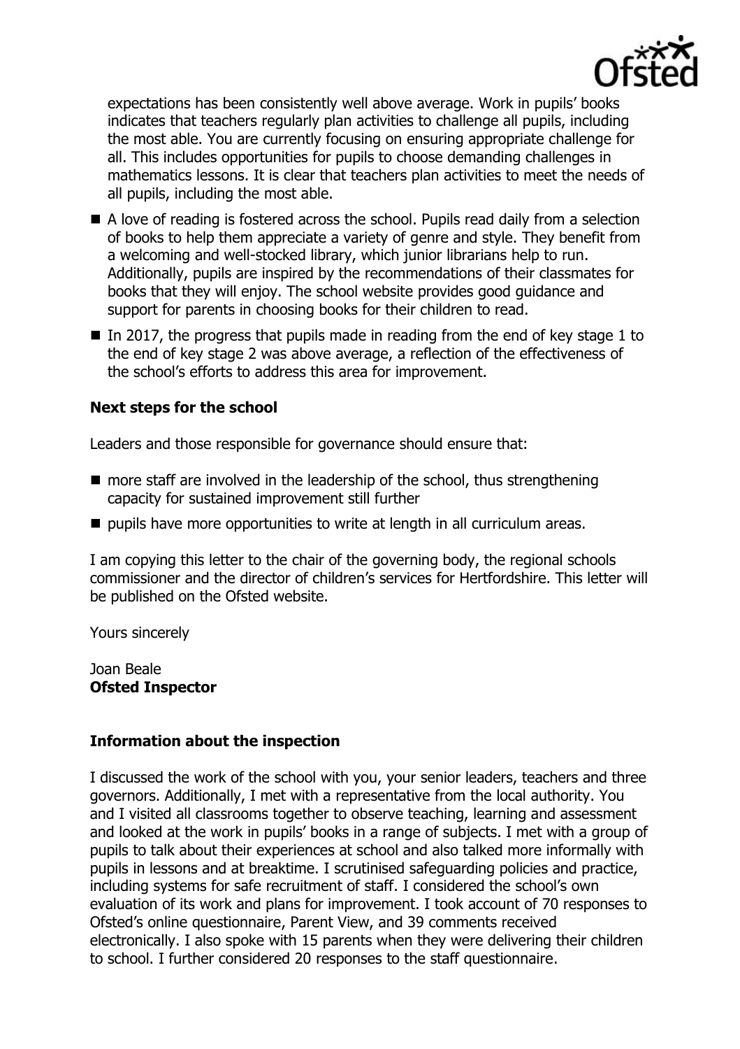expectations has been consistently well above average. Work in pupils' books indicates that teachers regularly plan activities to challenge all pupils, including the most able. You are currently focusing on ensuring appropriate challenge for all. This includes opportunities for pupils to choose demanding challenges in mathematics lessons. It is clear that teachers plan activities to meet the needs of all pupils, including the most able.

- A love of reading is fostered across the school. Pupils read daily from a selection of books to help them appreciate a variety of genre and style. They benefit from a welcoming and well-stocked library, which junior librarians help to run. Additionally, pupils are inspired by the recommendations of their classmates for books that they will enjoy. The school website provides good guidance and support for parents in choosing books for their children to read.
- In 2017, the progress that pupils made in reading from the end of key stage 1 to the end of key stage 2 was above average, a reflection of the effectiveness of the school's efforts to address this area for improvement.

**Next steps for the school**

Leaders and those responsible for governance should ensure that:

- more staff are involved in the leadership of the school, thus strengthening capacity for sustained improvement still further
- pupils have more opportunities to write at length in all curriculum areas.

I am copying this letter to the chair of the governing body, the regional schools commissioner and the director of children's services for Hertfordshire. This letter will be published on the Ofsted website.

Yours sincerely

Joan Beale
**Ofsted Inspector**

**Information about the inspection**

I discussed the work of the school with you, your senior leaders, teachers and three governors. Additionally, I met with a representative from the local authority. You and I visited all classrooms together to observe teaching, learning and assessment and looked at the work in pupils' books in a range of subjects. I met with a group of pupils to talk about their experiences at school and also talked more informally with pupils in lessons and at breaktime. I scrutinised safeguarding policies and practice, including systems for safe recruitment of staff. I considered the school's own evaluation of its work and plans for improvement. I took account of 70 responses to Ofsted's online questionnaire, Parent View, and 39 comments received electronically. I also spoke with 15 parents when they were delivering their children to school. I further considered 20 responses to the staff questionnaire.